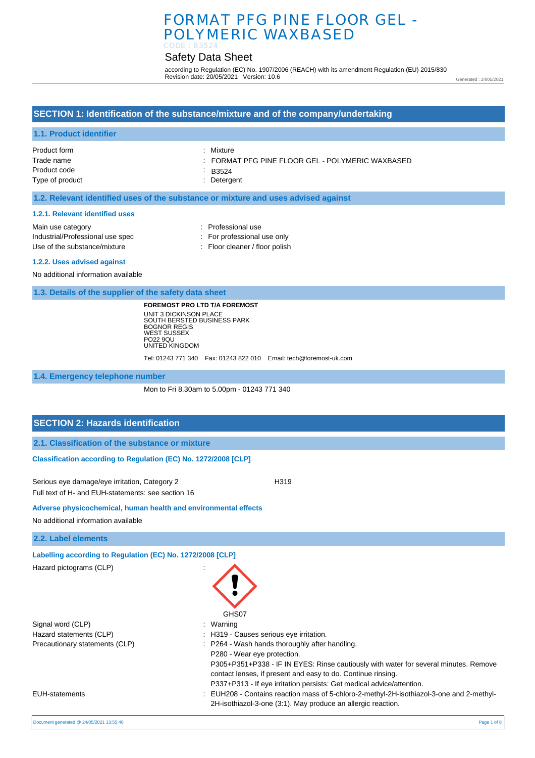# FORMAT PFG PINE FLOOR GEL - POLYMERIC WAXBASED

CODE : B3524

## Safety Data Sheet

according to Regulation (EC) No. 1907/2006 (REACH) with its amendment Regulation (EU) 2015/830
Revision date: 20/05/2021 Version: 10.6

Generated : 24/05/2021

## SECTION 1: Identification of the substance/mixture and of the company/undertaking

### 1.1. Product identifier

| | |
|---|---|
| Product form | : Mixture |
| Trade name | : FORMAT PFG PINE FLOOR GEL - POLYMERIC WAXBASED |
| Product code | : B3524 |
| Type of product | : Detergent |

### 1.2. Relevant identified uses of the substance or mixture and uses advised against

#### 1.2.1. Relevant identified uses

| | |
|---|---|
| Main use category | : Professional use |
| Industrial/Professional use spec | : For professional use only |
| Use of the substance/mixture | : Floor cleaner / floor polish |

#### 1.2.2. Uses advised against

No additional information available

### 1.3. Details of the supplier of the safety data sheet

**FOREMOST PRO LTD T/A FOREMOST**
UNIT 3 DICKINSON PLACE
SOUTH BERSTED BUSINESS PARK
BOGNOR REGIS
WEST SUSSEX
PO22 9QU
UNITED KINGDOM

Tel: 01243 771 340 Fax: 01243 822 010 Email: tech@foremost-uk.com

### 1.4. Emergency telephone number

Mon to Fri 8.30am to 5.00pm - 01243 771 340

## SECTION 2: Hazards identification

### 2.1. Classification of the substance or mixture

**Classification according to Regulation (EC) No. 1272/2008 [CLP]**

Serious eye damage/eye irritation, Category 2 H319

Full text of H- and EUH-statements: see section 16

**Adverse physicochemical, human health and environmental effects**

No additional information available

### 2.2. Label elements

**Labelling according to Regulation (EC) No. 1272/2008 [CLP]**

Hazard pictograms (CLP) :

GHS07

| | |
|---|---|
| Signal word (CLP) | : Warning |
| Hazard statements (CLP) | : H319 - Causes serious eye irritation. |
| Precautionary statements (CLP) | : P264 - Wash hands thoroughly after handling.<br>P280 - Wear eye protection.<br>P305+P351+P338 - IF IN EYES: Rinse cautiously with water for several minutes. Remove contact lenses, if present and easy to do. Continue rinsing.<br>P337+P313 - If eye irritation persists: Get medical advice/attention. |
| EUH-statements | : EUH208 - Contains reaction mass of 5-chloro-2-methyl-2H-isothiazol-3-one and 2-methyl-2H-isothiazol-3-one (3:1). May produce an allergic reaction. |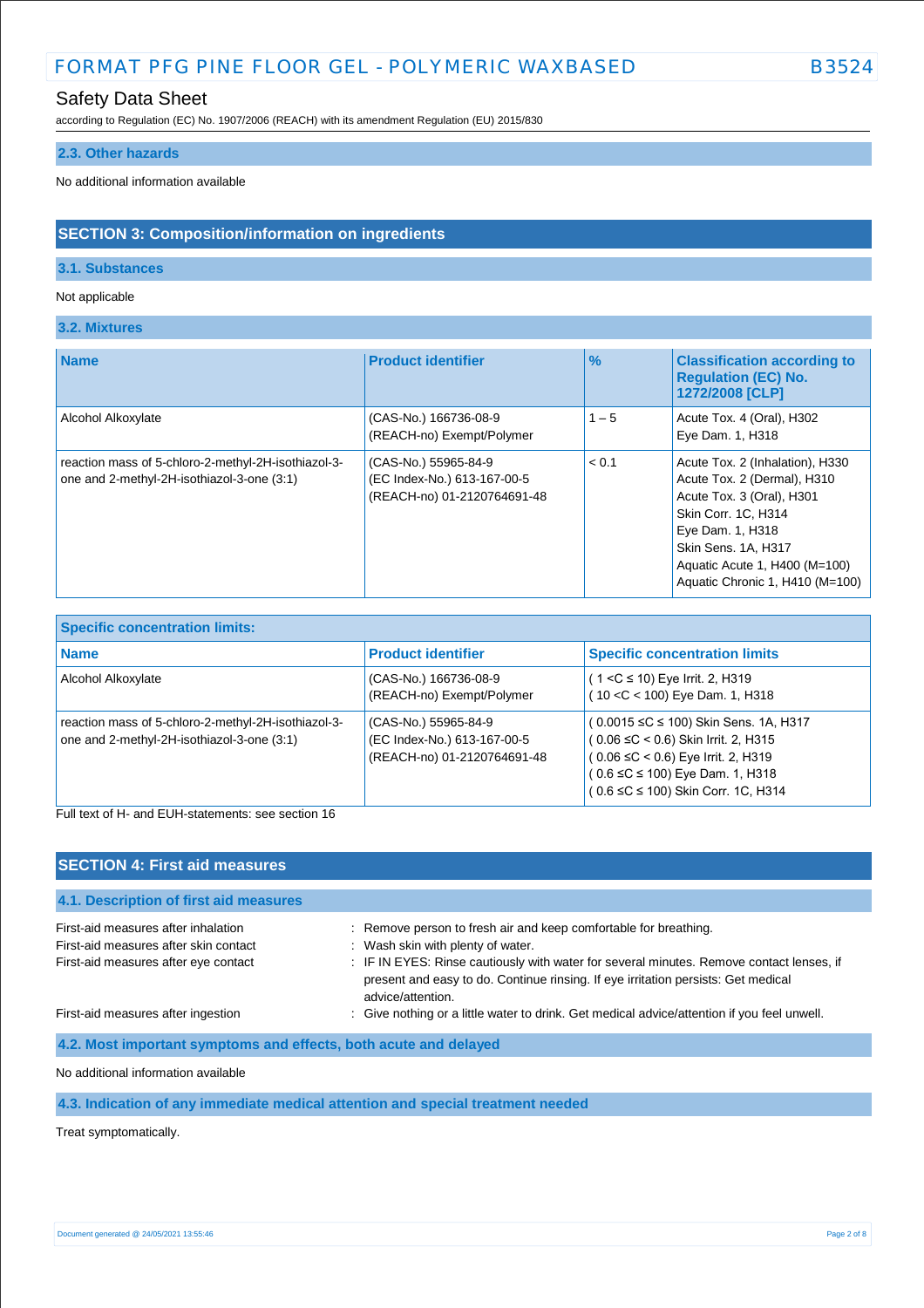## 2.3. Other hazards

No additional information available

# SECTION 3: Composition/information on ingredients

## 3.1. Substances

Not applicable

## 3.2. Mixtures

| Name | Product identifier | % | Classification according to Regulation (EC) No. 1272/2008 [CLP] |
|---|---|---|---|
| Alcohol Alkoxylate | (CAS-No.) 166736-08-9<br>(REACH-no) Exempt/Polymer | 1 – 5 | Acute Tox. 4 (Oral), H302<br>Eye Dam. 1, H318 |
| reaction mass of 5-chloro-2-methyl-2H-isothiazol-3-one and 2-methyl-2H-isothiazol-3-one (3:1) | (CAS-No.) 55965-84-9<br>(EC Index-No.) 613-167-00-5<br>(REACH-no) 01-2120764691-48 | < 0.1 | Acute Tox. 2 (Inhalation), H330<br>Acute Tox. 2 (Dermal), H310<br>Acute Tox. 3 (Oral), H301<br>Skin Corr. 1C, H314<br>Eye Dam. 1, H318<br>Skin Sens. 1A, H317<br>Aquatic Acute 1, H400 (M=100)<br>Aquatic Chronic 1, H410 (M=100) |

| Specific concentration limits: | | |
|---|---|---|
| **Name** | **Product identifier** | **Specific concentration limits** |
| Alcohol Alkoxylate | (CAS-No.) 166736-08-9<br>(REACH-no) Exempt/Polymer | ( 1 <C ≤ 10) Eye Irrit. 2, H319<br>( 10 <C < 100) Eye Dam. 1, H318 |
| reaction mass of 5-chloro-2-methyl-2H-isothiazol-3-one and 2-methyl-2H-isothiazol-3-one (3:1) | (CAS-No.) 55965-84-9<br>(EC Index-No.) 613-167-00-5<br>(REACH-no) 01-2120764691-48 | ( 0.0015 ≤C ≤ 100) Skin Sens. 1A, H317<br>( 0.06 ≤C < 0.6) Skin Irrit. 2, H315<br>( 0.06 ≤C < 0.6) Eye Irrit. 2, H319<br>( 0.6 ≤C ≤ 100) Eye Dam. 1, H318<br>( 0.6 ≤C ≤ 100) Skin Corr. 1C, H314 |

Full text of H- and EUH-statements: see section 16

# SECTION 4: First aid measures

## 4.1. Description of first aid measures

First-aid measures after inhalation : Remove person to fresh air and keep comfortable for breathing.

First-aid measures after skin contact : Wash skin with plenty of water.

First-aid measures after eye contact : IF IN EYES: Rinse cautiously with water for several minutes. Remove contact lenses, if present and easy to do. Continue rinsing. If eye irritation persists: Get medical advice/attention.

First-aid measures after ingestion : Give nothing or a little water to drink. Get medical advice/attention if you feel unwell.

## 4.2. Most important symptoms and effects, both acute and delayed

No additional information available

## 4.3. Indication of any immediate medical attention and special treatment needed

Treat symptomatically.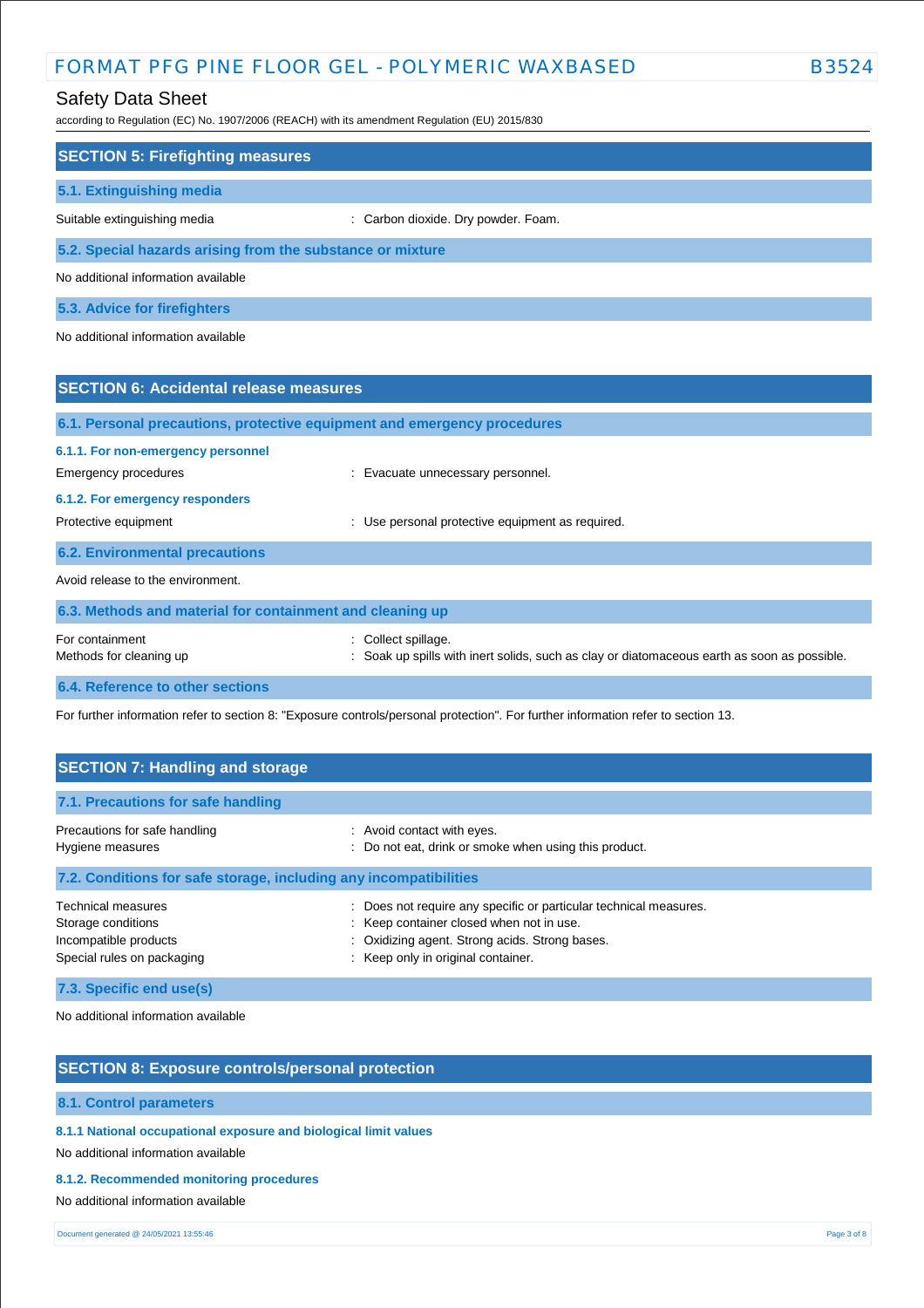## SECTION 5: Firefighting measures

### 5.1. Extinguishing media

| | |
|---|---|
| Suitable extinguishing media | : Carbon dioxide. Dry powder. Foam. |

### 5.2. Special hazards arising from the substance or mixture

No additional information available

### 5.3. Advice for firefighters

No additional information available

## SECTION 6: Accidental release measures

### 6.1. Personal precautions, protective equipment and emergency procedures

#### 6.1.1. For non-emergency personnel

| | |
|---|---|
| Emergency procedures | : Evacuate unnecessary personnel. |

#### 6.1.2. For emergency responders

| | |
|---|---|
| Protective equipment | : Use personal protective equipment as required. |

### 6.2. Environmental precautions

Avoid release to the environment.

### 6.3. Methods and material for containment and cleaning up

| | |
|---|---|
| For containment | : Collect spillage. |
| Methods for cleaning up | : Soak up spills with inert solids, such as clay or diatomaceous earth as soon as possible. |

### 6.4. Reference to other sections

For further information refer to section 8: "Exposure controls/personal protection". For further information refer to section 13.

## SECTION 7: Handling and storage

### 7.1. Precautions for safe handling

| | |
|---|---|
| Precautions for safe handling | : Avoid contact with eyes. |
| Hygiene measures | : Do not eat, drink or smoke when using this product. |

### 7.2. Conditions for safe storage, including any incompatibilities

| | |
|---|---|
| Technical measures | : Does not require any specific or particular technical measures. |
| Storage conditions | : Keep container closed when not in use. |
| Incompatible products | : Oxidizing agent. Strong acids. Strong bases. |
| Special rules on packaging | : Keep only in original container. |

### 7.3. Specific end use(s)

No additional information available

## SECTION 8: Exposure controls/personal protection

### 8.1. Control parameters

#### 8.1.1 National occupational exposure and biological limit values

No additional information available

#### 8.1.2. Recommended monitoring procedures

No additional information available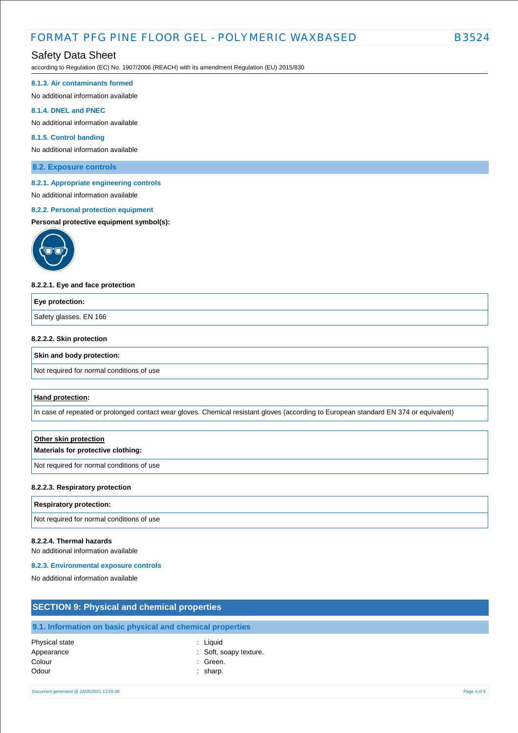#### 8.1.3. Air contaminants formed

No additional information available

#### 8.1.4. DNEL and PNEC

No additional information available

#### 8.1.5. Control banding

No additional information available

### 8.2. Exposure controls

#### 8.2.1. Appropriate engineering controls

No additional information available

#### 8.2.2. Personal protection equipment

**Personal protective equipment symbol(s):**

**8.2.2.1. Eye and face protection**

| Eye protection: |
|---|
| Safety glasses. EN 166 |

**8.2.2.2. Skin protection**

| Skin and body protection: |
|---|
| Not required for normal conditions of use |

| Hand protection: |
|---|
| In case of repeated or prolonged contact wear gloves. Chemical resistant gloves (according to European standard EN 374 or equivalent) |

| Other skin protection<br>Materials for protective clothing: |
|---|
| Not required for normal conditions of use |

**8.2.2.3. Respiratory protection**

| Respiratory protection: |
|---|
| Not required for normal conditions of use |

**8.2.2.4. Thermal hazards**

No additional information available

#### 8.2.3. Environmental exposure controls

No additional information available

## SECTION 9: Physical and chemical properties

### 9.1. Information on basic physical and chemical properties

| | |
|---|---|
| Physical state | : Liquid |
| Appearance | : Soft, soapy texture. |
| Colour | : Green. |
| Odour | : sharp. |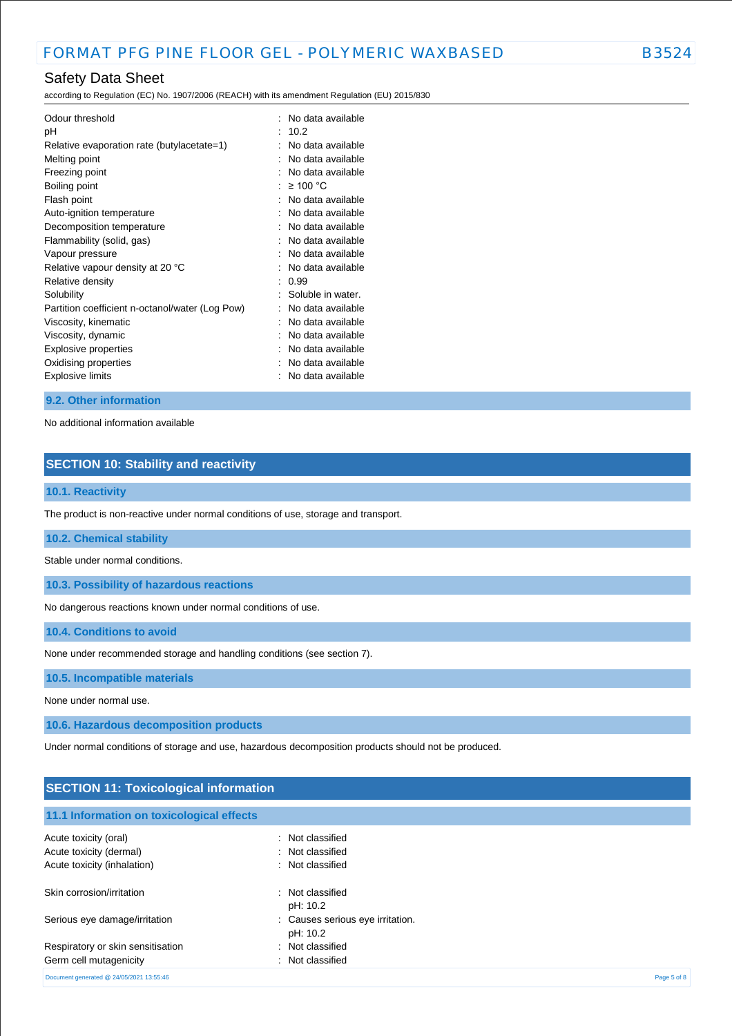| | |
|---|---|
| Odour threshold | : No data available |
| pH | : 10.2 |
| Relative evaporation rate (butylacetate=1) | : No data available |
| Melting point | : No data available |
| Freezing point | : No data available |
| Boiling point | : ≥ 100 °C |
| Flash point | : No data available |
| Auto-ignition temperature | : No data available |
| Decomposition temperature | : No data available |
| Flammability (solid, gas) | : No data available |
| Vapour pressure | : No data available |
| Relative vapour density at 20 °C | : No data available |
| Relative density | : 0.99 |
| Solubility | : Soluble in water. |
| Partition coefficient n-octanol/water (Log Pow) | : No data available |
| Viscosity, kinematic | : No data available |
| Viscosity, dynamic | : No data available |
| Explosive properties | : No data available |
| Oxidising properties | : No data available |
| Explosive limits | : No data available |

### 9.2. Other information

No additional information available

## SECTION 10: Stability and reactivity

### 10.1. Reactivity

The product is non-reactive under normal conditions of use, storage and transport.

### 10.2. Chemical stability

Stable under normal conditions.

### 10.3. Possibility of hazardous reactions

No dangerous reactions known under normal conditions of use.

### 10.4. Conditions to avoid

None under recommended storage and handling conditions (see section 7).

### 10.5. Incompatible materials

None under normal use.

### 10.6. Hazardous decomposition products

Under normal conditions of storage and use, hazardous decomposition products should not be produced.

## SECTION 11: Toxicological information

### 11.1 Information on toxicological effects

| | |
|---|---|
| Acute toxicity (oral) | : Not classified |
| Acute toxicity (dermal) | : Not classified |
| Acute toxicity (inhalation) | : Not classified |
| Skin corrosion/irritation | : Not classified<br>pH: 10.2 |
| Serious eye damage/irritation | : Causes serious eye irritation.<br>pH: 10.2 |
| Respiratory or skin sensitisation | : Not classified |
| Germ cell mutagenicity | : Not classified |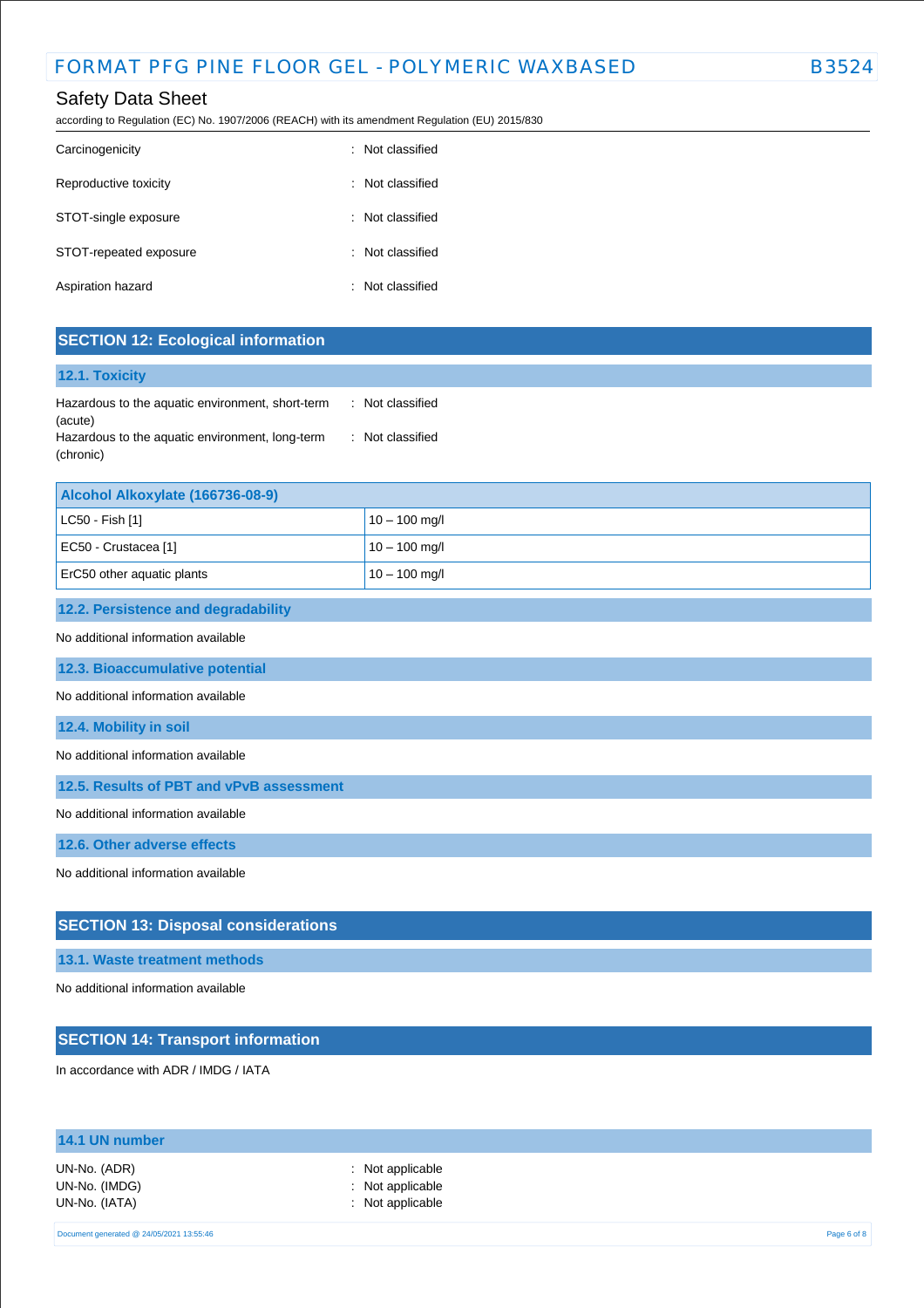| | |
|---|---|
| Carcinogenicity | : Not classified |
| Reproductive toxicity | : Not classified |
| STOT-single exposure | : Not classified |
| STOT-repeated exposure | : Not classified |
| Aspiration hazard | : Not classified |

## SECTION 12: Ecological information

### 12.1. Toxicity

| | |
|---|---|
| Hazardous to the aquatic environment, short-term (acute) | : Not classified |
| Hazardous to the aquatic environment, long-term (chronic) | : Not classified |

| Alcohol Alkoxylate (166736-08-9) | |
|---|---|
| LC50 - Fish [1] | 10 – 100 mg/l |
| EC50 - Crustacea [1] | 10 – 100 mg/l |
| ErC50 other aquatic plants | 10 – 100 mg/l |

### 12.2. Persistence and degradability

No additional information available

### 12.3. Bioaccumulative potential

No additional information available

### 12.4. Mobility in soil

No additional information available

### 12.5. Results of PBT and vPvB assessment

No additional information available

### 12.6. Other adverse effects

No additional information available

## SECTION 13: Disposal considerations

### 13.1. Waste treatment methods

No additional information available

## SECTION 14: Transport information

In accordance with ADR / IMDG / IATA

### 14.1 UN number

| | |
|---|---|
| UN-No. (ADR) | : Not applicable |
| UN-No. (IMDG) | : Not applicable |
| UN-No. (IATA) | : Not applicable |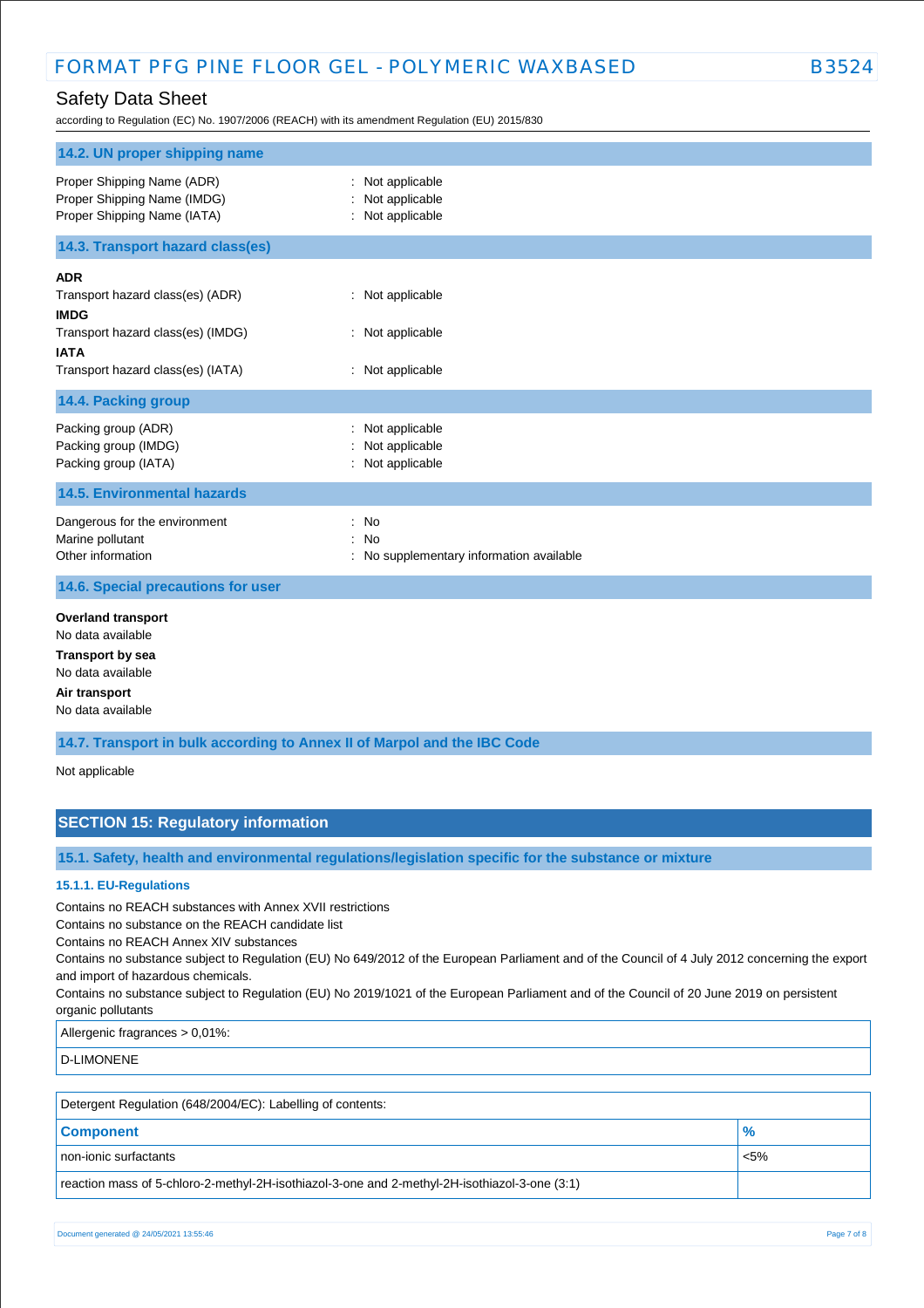### 14.2. UN proper shipping name

Proper Shipping Name (ADR) : Not applicable
Proper Shipping Name (IMDG) : Not applicable
Proper Shipping Name (IATA) : Not applicable

### 14.3. Transport hazard class(es)

**ADR**
Transport hazard class(es) (ADR) : Not applicable
**IMDG**
Transport hazard class(es) (IMDG) : Not applicable
**IATA**
Transport hazard class(es) (IATA) : Not applicable

### 14.4. Packing group

Packing group (ADR) : Not applicable
Packing group (IMDG) : Not applicable
Packing group (IATA) : Not applicable

### 14.5. Environmental hazards

Dangerous for the environment : No
Marine pollutant : No
Other information : No supplementary information available

### 14.6. Special precautions for user

**Overland transport**
No data available
**Transport by sea**
No data available
**Air transport**
No data available

### 14.7. Transport in bulk according to Annex II of Marpol and the IBC Code

Not applicable

## SECTION 15: Regulatory information

### 15.1. Safety, health and environmental regulations/legislation specific for the substance or mixture

#### 15.1.1. EU-Regulations

Contains no REACH substances with Annex XVII restrictions
Contains no substance on the REACH candidate list
Contains no REACH Annex XIV substances
Contains no substance subject to Regulation (EU) No 649/2012 of the European Parliament and of the Council of 4 July 2012 concerning the export and import of hazardous chemicals.
Contains no substance subject to Regulation (EU) No 2019/1021 of the European Parliament and of the Council of 20 June 2019 on persistent organic pollutants

| Allergenic fragrances > 0,01%: |
| --- |
| D-LIMONENE |

| Detergent Regulation (648/2004/EC): Labelling of contents: | |
| --- | --- |
| **Component** | **%** |
| non-ionic surfactants | <5% |
| reaction mass of 5-chloro-2-methyl-2H-isothiazol-3-one and 2-methyl-2H-isothiazol-3-one (3:1) | |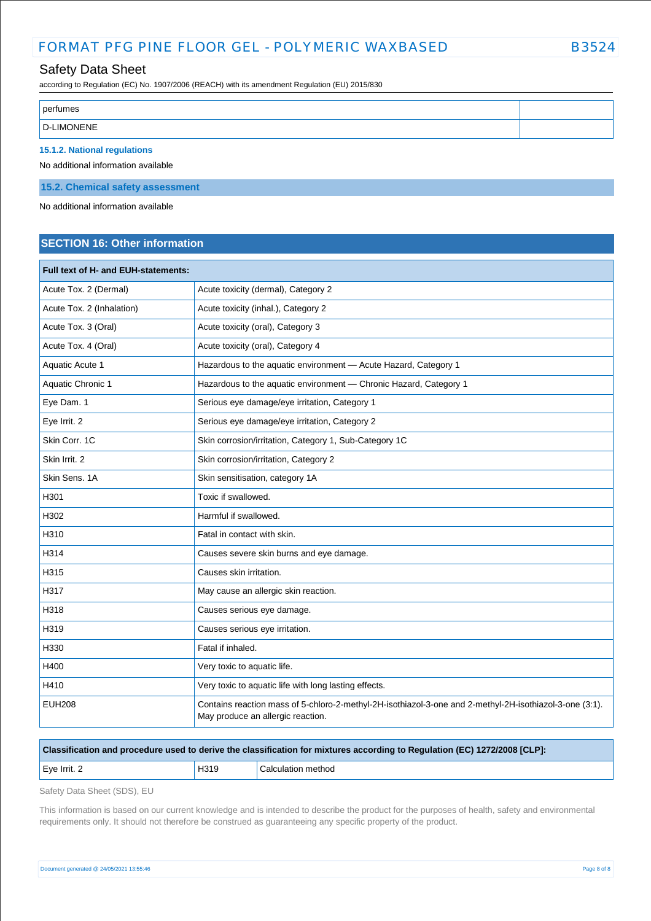| | |
|---|---|
| perfumes | |
| D-LIMONENE | |

#### 15.1.2. National regulations

No additional information available

### 15.2. Chemical safety assessment

No additional information available

## SECTION 16: Other information

| Full text of H- and EUH-statements: | |
|---|---|
| Acute Tox. 2 (Dermal) | Acute toxicity (dermal), Category 2 |
| Acute Tox. 2 (Inhalation) | Acute toxicity (inhal.), Category 2 |
| Acute Tox. 3 (Oral) | Acute toxicity (oral), Category 3 |
| Acute Tox. 4 (Oral) | Acute toxicity (oral), Category 4 |
| Aquatic Acute 1 | Hazardous to the aquatic environment — Acute Hazard, Category 1 |
| Aquatic Chronic 1 | Hazardous to the aquatic environment — Chronic Hazard, Category 1 |
| Eye Dam. 1 | Serious eye damage/eye irritation, Category 1 |
| Eye Irrit. 2 | Serious eye damage/eye irritation, Category 2 |
| Skin Corr. 1C | Skin corrosion/irritation, Category 1, Sub-Category 1C |
| Skin Irrit. 2 | Skin corrosion/irritation, Category 2 |
| Skin Sens. 1A | Skin sensitisation, category 1A |
| H301 | Toxic if swallowed. |
| H302 | Harmful if swallowed. |
| H310 | Fatal in contact with skin. |
| H314 | Causes severe skin burns and eye damage. |
| H315 | Causes skin irritation. |
| H317 | May cause an allergic skin reaction. |
| H318 | Causes serious eye damage. |
| H319 | Causes serious eye irritation. |
| H330 | Fatal if inhaled. |
| H400 | Very toxic to aquatic life. |
| H410 | Very toxic to aquatic life with long lasting effects. |
| EUH208 | Contains reaction mass of 5-chloro-2-methyl-2H-isothiazol-3-one and 2-methyl-2H-isothiazol-3-one (3:1). May produce an allergic reaction. |

| Classification and procedure used to derive the classification for mixtures according to Regulation (EC) 1272/2008 [CLP]: | | |
|---|---|---|
| Eye Irrit. 2 | H319 | Calculation method |

Safety Data Sheet (SDS), EU

This information is based on our current knowledge and is intended to describe the product for the purposes of health, safety and environmental requirements only. It should not therefore be construed as guaranteeing any specific property of the product.